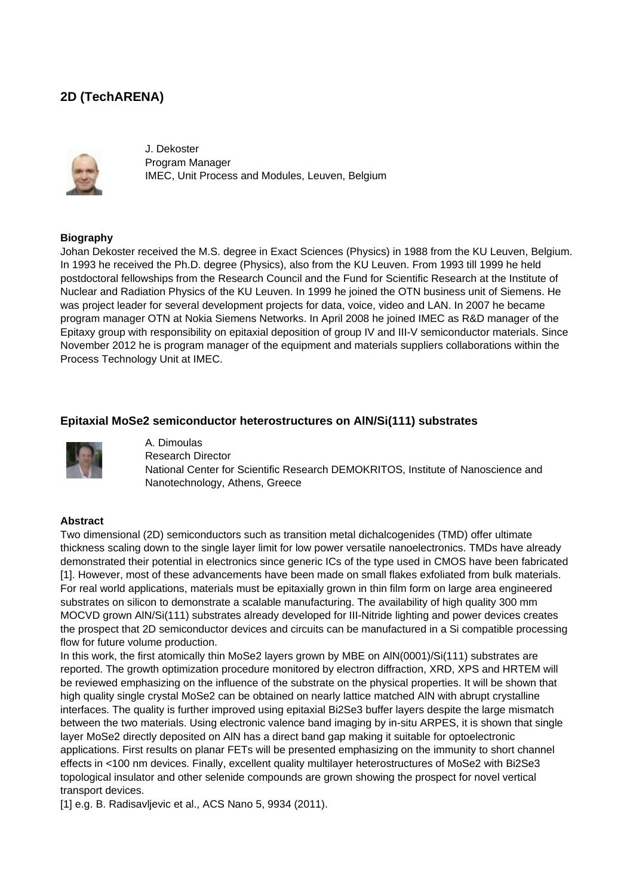## 2D (TechARENA)

J. Dekoster
Program Manager
IMEC, Unit Process and Modules, Leuven, Belgium

**Biography**

Johan Dekoster received the M.S. degree in Exact Sciences (Physics) in 1988 from the KU Leuven, Belgium. In 1993 he received the Ph.D. degree (Physics), also from the KU Leuven. From 1993 till 1999 he held postdoctoral fellowships from the Research Council and the Fund for Scientific Research at the Institute of Nuclear and Radiation Physics of the KU Leuven. In 1999 he joined the OTN business unit of Siemens. He was project leader for several development projects for data, voice, video and LAN. In 2007 he became program manager OTN at Nokia Siemens Networks. In April 2008 he joined IMEC as R&D manager of the Epitaxy group with responsibility on epitaxial deposition of group IV and III-V semiconductor materials. Since November 2012 he is program manager of the equipment and materials suppliers collaborations within the Process Technology Unit at IMEC.

### Epitaxial $MoSe_2$ semiconductor heterostructures on AlN/Si(111) substrates

A. Dimoulas
Research Director
National Center for Scientific Research DEMOKRITOS, Institute of Nanoscience and Nanotechnology, Athens, Greece

**Abstract**

Two dimensional (2D) semiconductors such as transition metal dichalcogenides (TMD) offer ultimate thickness scaling down to the single layer limit for low power versatile nanoelectronics. TMDs have already demonstrated their potential in electronics since generic ICs of the type used in CMOS have been fabricated [1]. However, most of these advancements have been made on small flakes exfoliated from bulk materials. For real world applications, materials must be epitaxially grown in thin film form on large area engineered substrates on silicon to demonstrate a scalable manufacturing. The availability of high quality 300 mm MOCVD grown AlN/Si(111) substrates already developed for III-Nitride lighting and power devices creates the prospect that 2D semiconductor devices and circuits can be manufactured in a Si compatible processing flow for future volume production.

In this work, the first atomically thin $MoSe_2$ layers grown by MBE on AlN(0001)/Si(111) substrates are reported. The growth optimization procedure monitored by electron diffraction, XRD, XPS and HRTEM will be reviewed emphasizing on the influence of the substrate on the physical properties. It will be shown that high quality single crystal $MoSe_2$ can be obtained on nearly lattice matched AlN with abrupt crystalline interfaces. The quality is further improved using epitaxial $Bi_2Se_3$ buffer layers despite the large mismatch between the two materials. Using electronic valence band imaging by in-situ ARPES, it is shown that single layer $MoSe_2$ directly deposited on AlN has a direct band gap making it suitable for optoelectronic applications. First results on planar FETs will be presented emphasizing on the immunity to short channel effects in <100 nm devices. Finally, excellent quality multilayer heterostructures of $MoSe_2$ with $Bi_2Se_3$ topological insulator and other selenide compounds are grown showing the prospect for novel vertical transport devices.

[1] e.g. B. Radisavljevic et al., ACS Nano 5, 9934 (2011).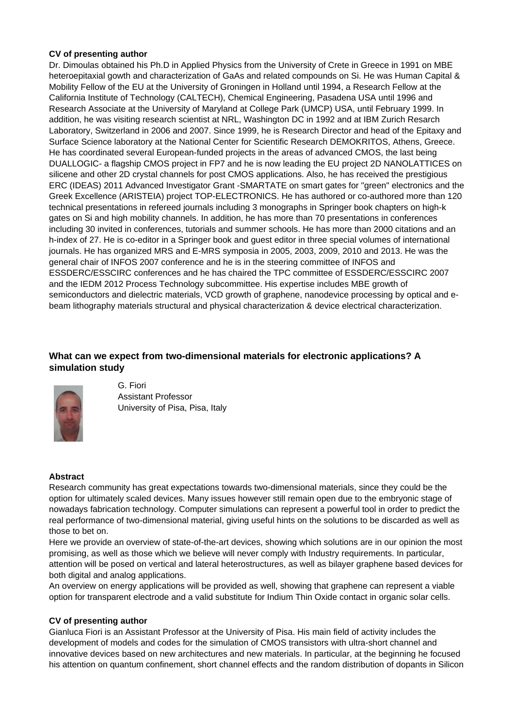**CV of presenting author**

Dr. Dimoulas obtained his Ph.D in Applied Physics from the University of Crete in Greece in 1991 on MBE heteroepitaxial gowth and characterization of GaAs and related compounds on Si. He was Human Capital & Mobility Fellow of the EU at the University of Groningen in Holland until 1994, a Research Fellow at the California Institute of Technology (CALTECH), Chemical Engineering, Pasadena USA until 1996 and Research Associate at the University of Maryland at College Park (UMCP) USA, until February 1999. In addition, he was visiting research scientist at NRL, Washington DC in 1992 and at IBM Zurich Resarch Laboratory, Switzerland in 2006 and 2007. Since 1999, he is Research Director and head of the Epitaxy and Surface Science laboratory at the National Center for Scientific Research DEMOKRITOS, Athens, Greece. He has coordinated several European-funded projects in the areas of advanced CMOS, the last being DUALLOGIC- a flagship CMOS project in FP7 and he is now leading the EU project 2D NANOLATTICES on silicene and other 2D crystal channels for post CMOS applications. Also, he has received the prestigious ERC (IDEAS) 2011 Advanced Investigator Grant -SMARTATE on smart gates for "green" electronics and the Greek Excellence (ARISTEIA) project TOP-ELECTRONICS. He has authored or co-authored more than 120 technical presentations in refereed journals including 3 monographs in Springer book chapters on high-k gates on Si and high mobility channels. In addition, he has more than 70 presentations in conferences including 30 invited in conferences, tutorials and summer schools. He has more than 2000 citations and an h-index of 27. He is co-editor in a Springer book and guest editor in three special volumes of international journals. He has organized MRS and E-MRS symposia in 2005, 2003, 2009, 2010 and 2013. He was the general chair of INFOS 2007 conference and he is in the steering committee of INFOS and ESSDERC/ESSCIRC conferences and he has chaired the TPC committee of ESSDERC/ESSCIRC 2007 and the IEDM 2012 Process Technology subcommittee. His expertise includes MBE growth of semiconductors and dielectric materials, VCD growth of graphene, nanodevice processing by optical and e-beam lithography materials structural and physical characterization & device electrical characterization.

## What can we expect from two-dimensional materials for electronic applications? A simulation study

G. Fiori
Assistant Professor
University of Pisa, Pisa, Italy

**Abstract**

Research community has great expectations towards two-dimensional materials, since they could be the option for ultimately scaled devices. Many issues however still remain open due to the embryonic stage of nowadays fabrication technology. Computer simulations can represent a powerful tool in order to predict the real performance of two-dimensional material, giving useful hints on the solutions to be discarded as well as those to bet on.

Here we provide an overview of state-of-the-art devices, showing which solutions are in our opinion the most promising, as well as those which we believe will never comply with Industry requirements. In particular, attention will be posed on vertical and lateral heterostructures, as well as bilayer graphene based devices for both digital and analog applications.

An overview on energy applications will be provided as well, showing that graphene can represent a viable option for transparent electrode and a valid substitute for Indium Thin Oxide contact in organic solar cells.

**CV of presenting author**

Gianluca Fiori is an Assistant Professor at the University of Pisa. His main field of activity includes the development of models and codes for the simulation of CMOS transistors with ultra-short channel and innovative devices based on new architectures and new materials. In particular, at the beginning he focused his attention on quantum confinement, short channel effects and the random distribution of dopants in Silicon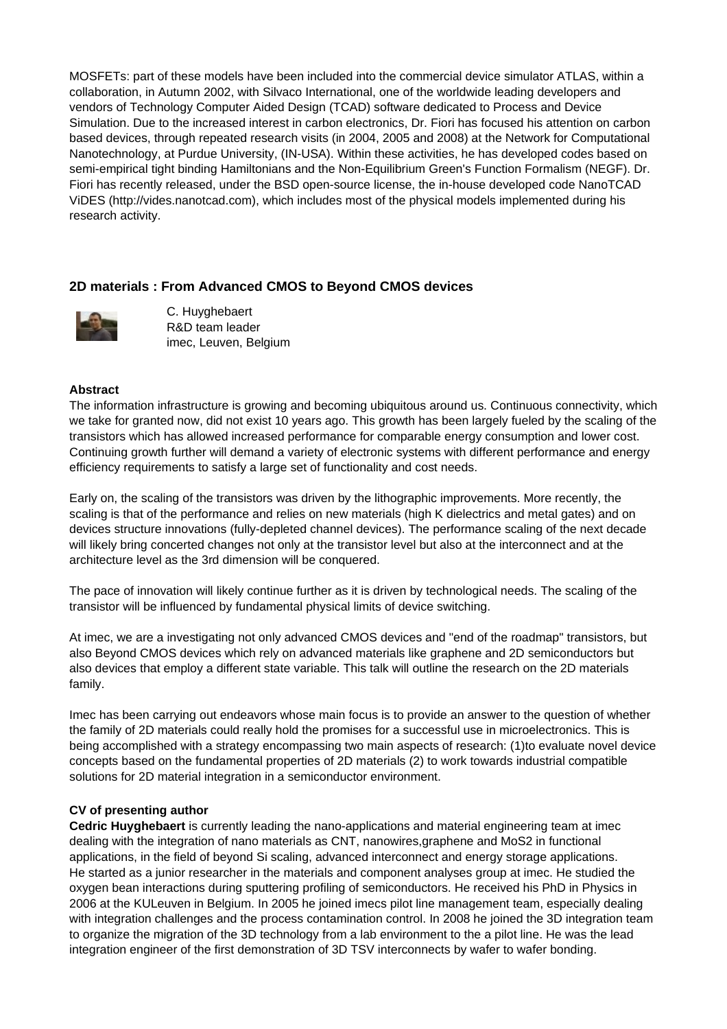MOSFETs: part of these models have been included into the commercial device simulator ATLAS, within a collaboration, in Autumn 2002, with Silvaco International, one of the worldwide leading developers and vendors of Technology Computer Aided Design (TCAD) software dedicated to Process and Device Simulation. Due to the increased interest in carbon electronics, Dr. Fiori has focused his attention on carbon based devices, through repeated research visits (in 2004, 2005 and 2008) at the Network for Computational Nanotechnology, at Purdue University, (IN-USA). Within these activities, he has developed codes based on semi-empirical tight binding Hamiltonians and the Non-Equilibrium Green's Function Formalism (NEGF). Dr. Fiori has recently released, under the BSD open-source license, the in-house developed code NanoTCAD ViDES (http://vides.nanotcad.com), which includes most of the physical models implemented during his research activity.

## 2D materials : From Advanced CMOS to Beyond CMOS devices

C. Huyghebaert
R&D team leader
imec, Leuven, Belgium

**Abstract**

The information infrastructure is growing and becoming ubiquitous around us. Continuous connectivity, which we take for granted now, did not exist 10 years ago. This growth has been largely fueled by the scaling of the transistors which has allowed increased performance for comparable energy consumption and lower cost. Continuing growth further will demand a variety of electronic systems with different performance and energy efficiency requirements to satisfy a large set of functionality and cost needs.

Early on, the scaling of the transistors was driven by the lithographic improvements. More recently, the scaling is that of the performance and relies on new materials (high K dielectrics and metal gates) and on devices structure innovations (fully-depleted channel devices). The performance scaling of the next decade will likely bring concerted changes not only at the transistor level but also at the interconnect and at the architecture level as the 3rd dimension will be conquered.

The pace of innovation will likely continue further as it is driven by technological needs. The scaling of the transistor will be influenced by fundamental physical limits of device switching.

At imec, we are a investigating not only advanced CMOS devices and "end of the roadmap" transistors, but also Beyond CMOS devices which rely on advanced materials like graphene and 2D semiconductors but also devices that employ a different state variable. This talk will outline the research on the 2D materials family.

Imec has been carrying out endeavors whose main focus is to provide an answer to the question of whether the family of 2D materials could really hold the promises for a successful use in microelectronics. This is being accomplished with a strategy encompassing two main aspects of research: (1)to evaluate novel device concepts based on the fundamental properties of 2D materials (2) to work towards industrial compatible solutions for 2D material integration in a semiconductor environment.

**CV of presenting author**

**Cedric Huyghebaert** is currently leading the nano-applications and material engineering team at imec dealing with the integration of nano materials as CNT, nanowires,graphene and $MoS_2$ in functional applications, in the field of beyond Si scaling, advanced interconnect and energy storage applications.
He started as a junior researcher in the materials and component analyses group at imec. He studied the oxygen bean interactions during sputtering profiling of semiconductors. He received his PhD in Physics in 2006 at the KULeuven in Belgium. In 2005 he joined imecs pilot line management team, especially dealing with integration challenges and the process contamination control. In 2008 he joined the 3D integration team to organize the migration of the 3D technology from a lab environment to the a pilot line. He was the lead integration engineer of the first demonstration of 3D TSV interconnects by wafer to wafer bonding.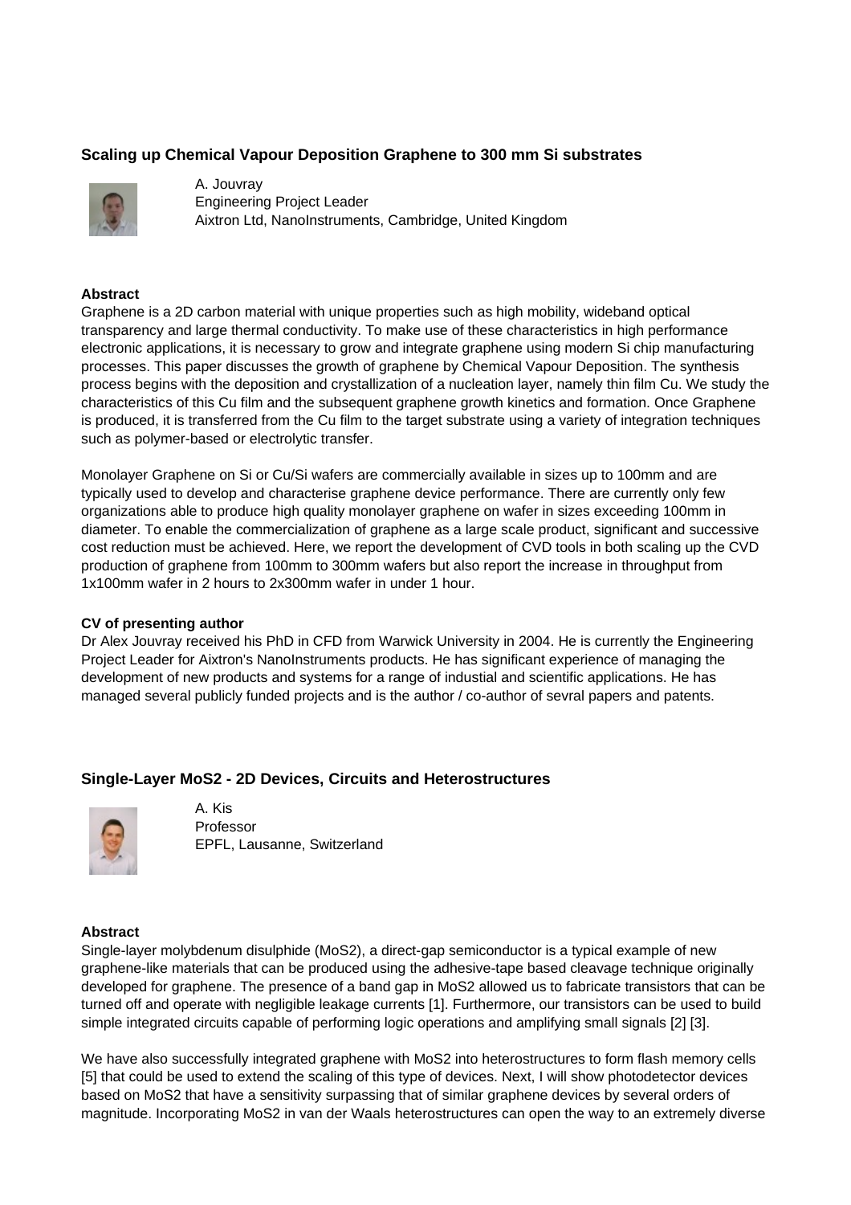### Scaling up Chemical Vapour Deposition Graphene to 300 mm Si substrates

A. Jouvray
Engineering Project Leader
Aixtron Ltd, NanoInstruments, Cambridge, United Kingdom

**Abstract**

Graphene is a 2D carbon material with unique properties such as high mobility, wideband optical transparency and large thermal conductivity. To make use of these characteristics in high performance electronic applications, it is necessary to grow and integrate graphene using modern Si chip manufacturing processes. This paper discusses the growth of graphene by Chemical Vapour Deposition. The synthesis process begins with the deposition and crystallization of a nucleation layer, namely thin film Cu. We study the characteristics of this Cu film and the subsequent graphene growth kinetics and formation. Once Graphene is produced, it is transferred from the Cu film to the target substrate using a variety of integration techniques such as polymer-based or electrolytic transfer.

Monolayer Graphene on Si or Cu/Si wafers are commercially available in sizes up to 100mm and are typically used to develop and characterise graphene device performance. There are currently only few organizations able to produce high quality monolayer graphene on wafer in sizes exceeding 100mm in diameter. To enable the commercialization of graphene as a large scale product, significant and successive cost reduction must be achieved. Here, we report the development of CVD tools in both scaling up the CVD production of graphene from 100mm to 300mm wafers but also report the increase in throughput from 1x100mm wafer in 2 hours to 2x300mm wafer in under 1 hour.

**CV of presenting author**

Dr Alex Jouvray received his PhD in CFD from Warwick University in 2004. He is currently the Engineering Project Leader for Aixtron's NanoInstruments products. He has significant experience of managing the development of new products and systems for a range of industial and scientific applications. He has managed several publicly funded projects and is the author / co-author of sevral papers and patents.

### Single-Layer $MoS_2$ - 2D Devices, Circuits and Heterostructures

A. Kis
Professor
EPFL, Lausanne, Switzerland

**Abstract**

Single-layer molybdenum disulphide ($MoS_2$), a direct-gap semiconductor is a typical example of new graphene-like materials that can be produced using the adhesive-tape based cleavage technique originally developed for graphene. The presence of a band gap in $MoS_2$ allowed us to fabricate transistors that can be turned off and operate with negligible leakage currents [1]. Furthermore, our transistors can be used to build simple integrated circuits capable of performing logic operations and amplifying small signals [2] [3].

We have also successfully integrated graphene with $MoS_2$ into heterostructures to form flash memory cells [5] that could be used to extend the scaling of this type of devices. Next, I will show photodetector devices based on $MoS_2$ that have a sensitivity surpassing that of similar graphene devices by several orders of magnitude. Incorporating $MoS_2$ in van der Waals heterostructures can open the way to an extreme diverse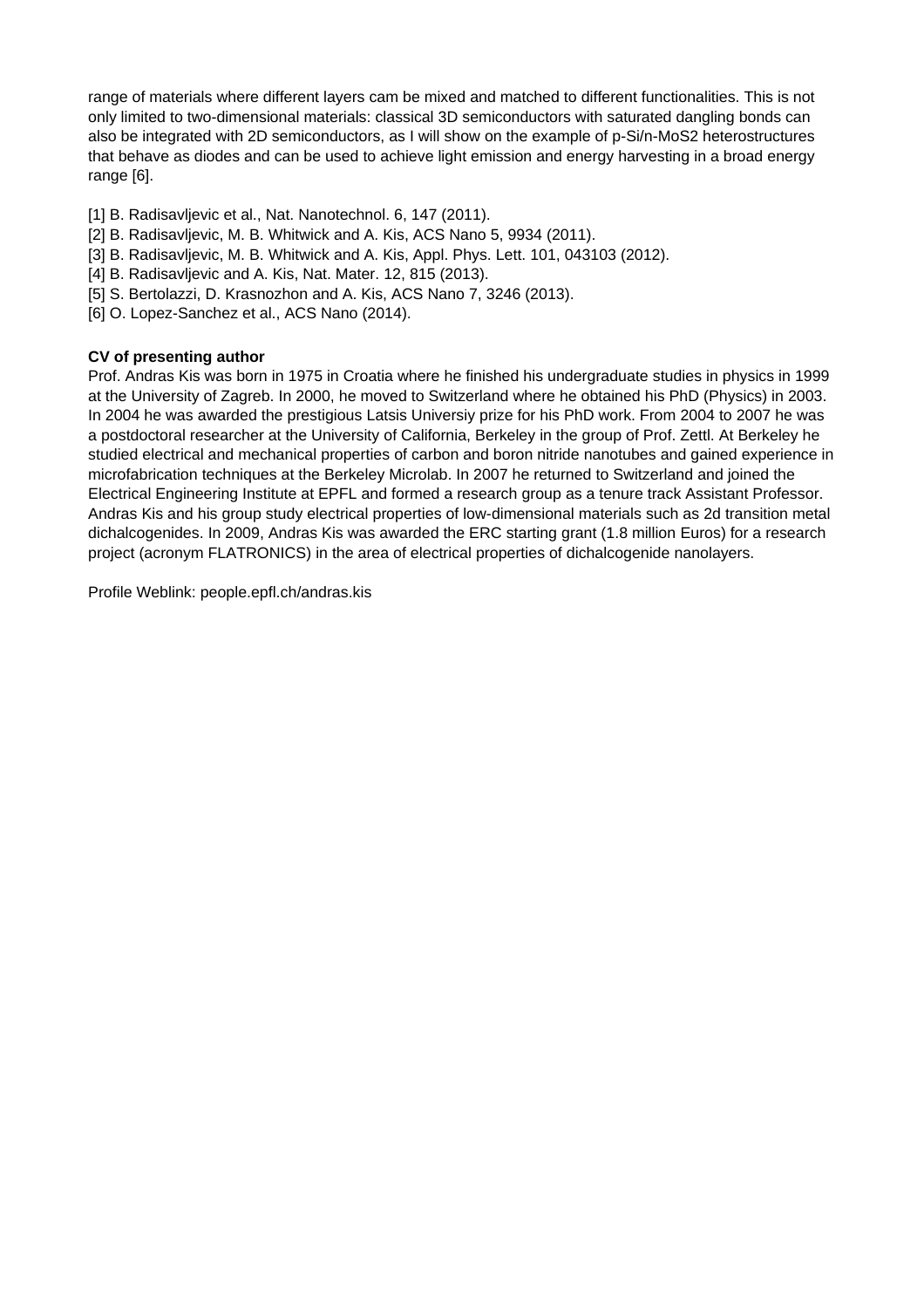range of materials where different layers cam be mixed and matched to different functionalities. This is not only limited to two-dimensional materials: classical 3D semiconductors with saturated dangling bonds can also be integrated with 2D semiconductors, as I will show on the example of p-Si/n-$MoS_2$ heterostructures that behave as diodes and can be used to achieve light emission and energy harvesting in a broad energy range [6].

[1] B. Radisavljevic et al., Nat. Nanotechnol. 6, 147 (2011).
[2] B. Radisavljevic, M. B. Whitwick and A. Kis, ACS Nano 5, 9934 (2011).
[3] B. Radisavljevic, M. B. Whitwick and A. Kis, Appl. Phys. Lett. 101, 043103 (2012).
[4] B. Radisavljevic and A. Kis, Nat. Mater. 12, 815 (2013).
[5] S. Bertolazzi, D. Krasnozhon and A. Kis, ACS Nano 7, 3246 (2013).
[6] O. Lopez-Sanchez et al., ACS Nano (2014).

**CV of presenting author**

Prof. Andras Kis was born in 1975 in Croatia where he finished his undergraduate studies in physics in 1999 at the University of Zagreb. In 2000, he moved to Switzerland where he obtained his PhD (Physics) in 2003. In 2004 he was awarded the prestigious Latsis Universiy prize for his PhD work. From 2004 to 2007 he was a postdoctoral researcher at the University of California, Berkeley in the group of Prof. Zettl. At Berkeley he studied electrical and mechanical properties of carbon and boron nitride nanotubes and gained experience in microfabrication techniques at the Berkeley Microlab. In 2007 he returned to Switzerland and joined the Electrical Engineering Institute at EPFL and formed a research group as a tenure track Assistant Professor. Andras Kis and his group study electrical properties of low-dimensional materials such as 2d transition metal dichalcogenides. In 2009, Andras Kis was awarded the ERC starting grant (1.8 million Euros) for a research project (acronym FLATRONICS) in the area of electrical properties of dichalcogenide nanolayers.

Profile Weblink: people.epfl.ch/andras.kis